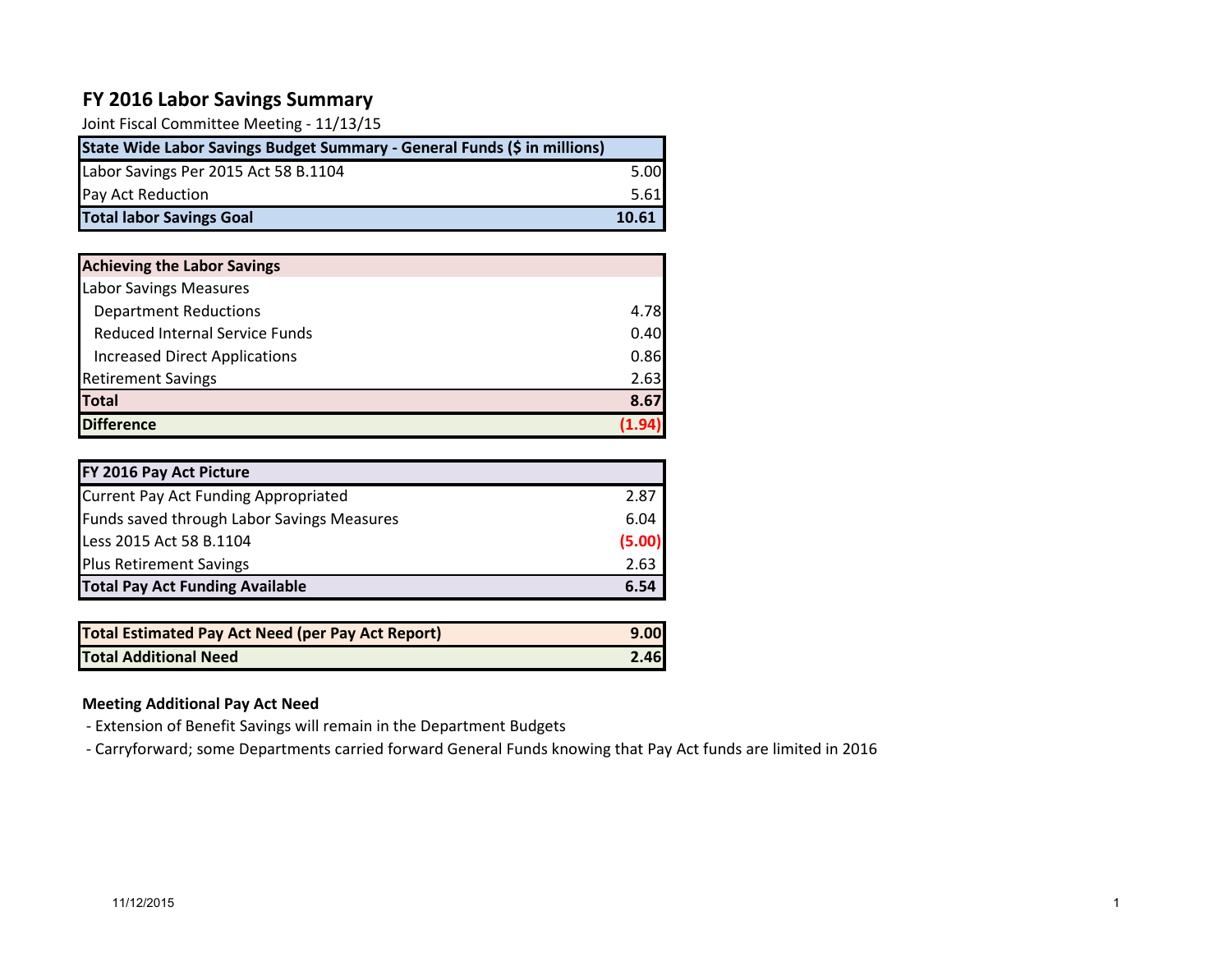# FY 2016 Labor Savings Summary

Joint Fiscal Committee Meeting - 11/13/15

| State Wide Labor Savings Budget Summary - General Funds ($ in millions) | |
|---|---|
| Labor Savings Per 2015 Act 58 B.1104 | 5.00 |
| Pay Act Reduction | 5.61 |
| **Total labor Savings Goal** | **10.61** |

| Achieving the Labor Savings | |
|---|---|
| Labor Savings Measures | |
| Department Reductions | 4.78 |
| Reduced Internal Service Funds | 0.40 |
| Increased Direct Applications | 0.86 |
| Retirement Savings | 2.63 |
| **Total** | **8.67** |
| **Difference** | **(1.94)** |

| FY 2016 Pay Act Picture | |
|---|---|
| Current Pay Act Funding Appropriated | 2.87 |
| Funds saved through Labor Savings Measures | 6.04 |
| Less 2015 Act 58 B.1104 | (5.00) |
| Plus Retirement Savings | 2.63 |
| **Total Pay Act Funding Available** | **6.54** |

| Total Estimated Pay Act Need (per Pay Act Report) | 9.00 |
|---|---|
| **Total Additional Need** | **2.46** |

**Meeting Additional Pay Act Need**

- Extension of Benefit Savings will remain in the Department Budgets
- Carryforward; some Departments carried forward General Funds knowing that Pay Act funds are limited in 2016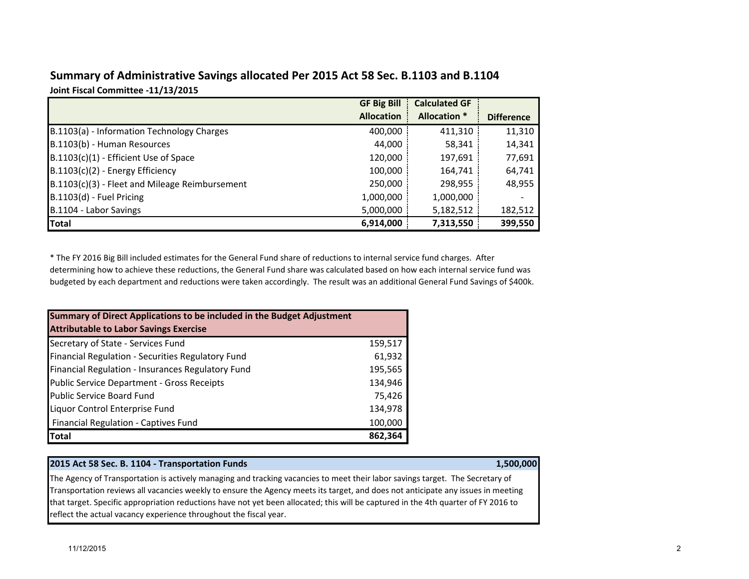## Summary of Administrative Savings allocated Per 2015 Act 58 Sec. B.1103 and B.1104

**Joint Fiscal Committee -11/13/2015**

| | GF Big Bill Allocation | Calculated GF Allocation * | Difference |
|---|---|---|---|
| B.1103(a) - Information Technology Charges | 400,000 | 411,310 | 11,310 |
| B.1103(b) - Human Resources | 44,000 | 58,341 | 14,341 |
| B.1103(c)(1) - Efficient Use of Space | 120,000 | 197,691 | 77,691 |
| B.1103(c)(2) - Energy Efficiency | 100,000 | 164,741 | 64,741 |
| B.1103(c)(3) - Fleet and Mileage Reimbursement | 250,000 | 298,955 | 48,955 |
| B.1103(d) - Fuel Pricing | 1,000,000 | 1,000,000 | - |
| B.1104 - Labor Savings | 5,000,000 | 5,182,512 | 182,512 |
| **Total** | **6,914,000** | **7,313,550** | **399,550** |

* The FY 2016 Big Bill included estimates for the General Fund share of reductions to internal service fund charges. After determining how to achieve these reductions, the General Fund share was calculated based on how each internal service fund was budgeted by each department and reductions were taken accordingly. The result was an additional General Fund Savings of $400k.

| Summary of Direct Applications to be included in the Budget Adjustment Attributable to Labor Savings Exercise | |
|---|---|
| Secretary of State - Services Fund | 159,517 |
| Financial Regulation - Securities Regulatory Fund | 61,932 |
| Financial Regulation - Insurances Regulatory Fund | 195,565 |
| Public Service Department - Gross Receipts | 134,946 |
| Public Service Board Fund | 75,426 |
| Liquor Control Enterprise Fund | 134,978 |
| Financial Regulation - Captives Fund | 100,000 |
| **Total** | **862,364** |

| 2015 Act 58 Sec. B. 1104 - Transportation Funds | 1,500,000 |
|---|---|

The Agency of Transportation is actively managing and tracking vacancies to meet their labor savings target. The Secretary of Transportation reviews all vacancies weekly to ensure the Agency meets its target, and does not anticipate any issues in meeting that target. Specific appropriation reductions have not yet been allocated; this will be captured in the 4th quarter of FY 2016 to reflect the actual vacancy experience throughout the fiscal year.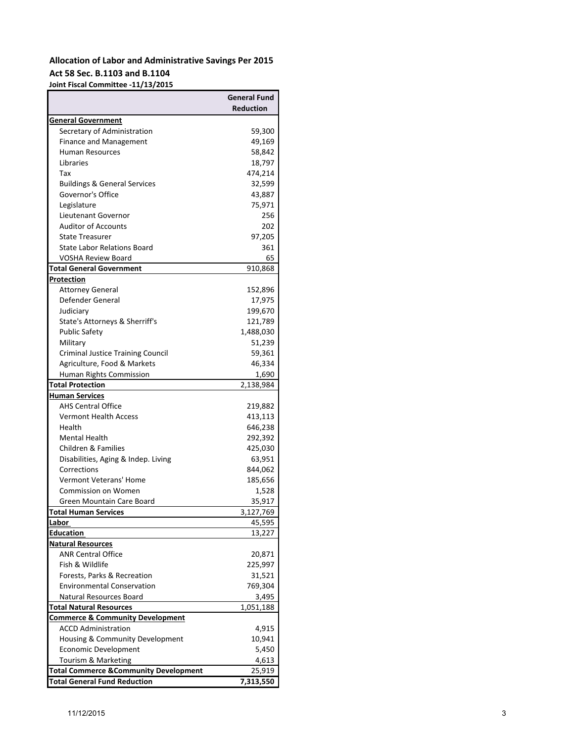**Allocation of Labor and Administrative Savings Per 2015**

**Act 58 Sec. B.1103 and B.1104**

**Joint Fiscal Committee -11/13/2015**

| | **General Fund Reduction** |
|---|---:|
| **General Government** | |
| Secretary of Administration | 59,300 |
| Finance and Management | 49,169 |
| Human Resources | 58,842 |
| Libraries | 18,797 |
| Tax | 474,214 |
| Buildings & General Services | 32,599 |
| Governor's Office | 43,887 |
| Legislature | 75,971 |
| Lieutenant Governor | 256 |
| Auditor of Accounts | 202 |
| State Treasurer | 97,205 |
| State Labor Relations Board | 361 |
| VOSHA Review Board | 65 |
| **Total General Government** | 910,868 |
| **Protection** | |
| Attorney General | 152,896 |
| Defender General | 17,975 |
| Judiciary | 199,670 |
| State's Attorneys & Sherriff's | 121,789 |
| Public Safety | 1,488,030 |
| Military | 51,239 |
| Criminal Justice Training Council | 59,361 |
| Agriculture, Food & Markets | 46,334 |
| Human Rights Commission | 1,690 |
| **Total Protection** | 2,138,984 |
| **Human Services** | |
| AHS Central Office | 219,882 |
| Vermont Health Access | 413,113 |
| Health | 646,238 |
| Mental Health | 292,392 |
| Children & Families | 425,030 |
| Disabilities, Aging & Indep. Living | 63,951 |
| Corrections | 844,062 |
| Vermont Veterans' Home | 185,656 |
| Commission on Women | 1,528 |
| Green Mountain Care Board | 35,917 |
| **Total Human Services** | 3,127,769 |
| **Labor** | 45,595 |
| **Education** | 13,227 |
| **Natural Resources** | |
| ANR Central Office | 20,871 |
| Fish & Wildlife | 225,997 |
| Forests, Parks & Recreation | 31,521 |
| Environmental Conservation | 769,304 |
| Natural Resources Board | 3,495 |
| **Total Natural Resources** | 1,051,188 |
| **Commerce & Community Development** | |
| ACCD Administration | 4,915 |
| Housing & Community Development | 10,941 |
| Economic Development | 5,450 |
| Tourism & Marketing | 4,613 |
| **Total Commerce &Community Development** | 25,919 |
| **Total General Fund Reduction** | **7,313,550** |

11/12/2015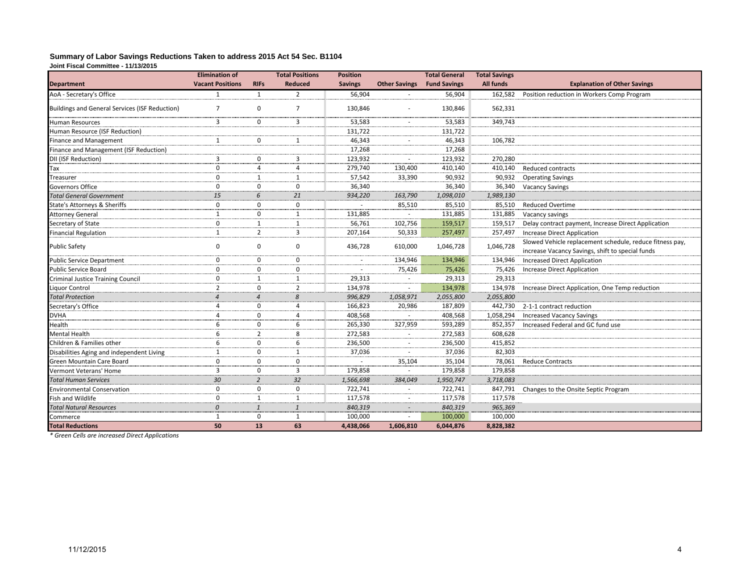**Summary of Labor Savings Reductions Taken to address 2015 Act 54 Sec. B1104**

**Joint Fiscal Committee - 11/13/2015**

| Department | Elimination of Vacant Positions | RIFs | Total Positions Reduced | Position Savings | Other Savings | Total General Fund Savings | Total Savings All funds | Explanation of Other Savings |
|---|---|---|---|---|---|---|---|---|
| AoA - Secretary's Office | 1 | 1 | 2 | 56,904 | - | 56,904 | 162,582 | Position reduction in Workers Comp Program |
| Buildings and General Services (ISF Reduction) | 7 | 0 | 7 | 130,846 | - | 130,846 | 562,331 | |
| Human Resources | 3 | 0 | 3 | 53,583 | - | 53,583 | 349,743 | |
| Human Resource (ISF Reduction) | | | | 131,722 | | 131,722 | | |
| Finance and Management | 1 | 0 | 1 | 46,343 | - | 46,343 | 106,782 | |
| Finance and Management (ISF Reduction) | | | | 17,268 | | 17,268 | | |
| DII (ISF Reduction) | 3 | 0 | 3 | 123,932 | - | 123,932 | 270,280 | |
| Tax | 0 | 4 | 4 | 279,740 | 130,400 | 410,140 | 410,140 | Reduced contracts |
| Treasurer | 0 | 1 | 1 | 57,542 | 33,390 | 90,932 | 90,932 | Operating Savings |
| Governors Office | 0 | 0 | 0 | 36,340 | | 36,340 | 36,340 | Vacancy Savings |
| *Total General Government* | *15* | *6* | *21* | *934,220* | *163,790* | *1,098,010* | *1,989,130* | |
| State's Attorneys & Sheriffs | 0 | 0 | 0 | - | 85,510 | 85,510 | 85,510 | Reduced Overtime |
| Attorney General | 1 | 0 | 1 | 131,885 | - | 131,885 | 131,885 | Vacancy savings |
| Secretary of State | 0 | 1 | 1 | 56,761 | 102,756 | 159,517 | 159,517 | Delay contract payment, Increase Direct Application |
| Financial Regulation | 1 | 2 | 3 | 207,164 | 50,333 | 257,497 | 257,497 | Increase Direct Application |
| Public Safety | 0 | 0 | 0 | 436,728 | 610,000 | 1,046,728 | 1,046,728 | Slowed Vehicle replacement schedule, reduce fitness pay, increase Vacancy Savings, shift to special funds |
| Public Service Department | 0 | 0 | 0 | - | 134,946 | 134,946 | 134,946 | Increased Direct Application |
| Public Service Board | 0 | 0 | 0 | - | 75,426 | 75,426 | 75,426 | Increase Direct Application |
| Criminal Justice Training Council | 0 | 1 | 1 | 29,313 | - | 29,313 | 29,313 | |
| Liquor Control | 2 | 0 | 2 | 134,978 | - | 134,978 | 134,978 | Increase Direct Application, One Temp reduction |
| *Total Protection* | *4* | *4* | *8* | *996,829* | *1,058,971* | *2,055,800* | *2,055,800* | |
| Secretary's Office | 4 | 0 | 4 | 166,823 | 20,986 | 187,809 | 442,730 | 2-1-1 contract reduction |
| DVHA | 4 | 0 | 4 | 408,568 | - | 408,568 | 1,058,294 | Increased Vacancy Savings |
| Health | 6 | 0 | 6 | 265,330 | 327,959 | 593,289 | 852,357 | Increased Federal and GC fund use |
| Mental Health | 6 | 2 | 8 | 272,583 | - | 272,583 | 608,628 | |
| Children & Families other | 6 | 0 | 6 | 236,500 | - | 236,500 | 415,852 | |
| Disabilities Aging and independent Living | 1 | 0 | 1 | 37,036 | - | 37,036 | 82,303 | |
| Green Mountain Care Board | 0 | 0 | 0 | - | 35,104 | 35,104 | 78,061 | Reduce Contracts |
| Vermont Veterans' Home | 3 | 0 | 3 | 179,858 | - | 179,858 | 179,858 | |
| *Total Human Services* | *30* | *2* | *32* | *1,566,698* | *384,049* | *1,950,747* | *3,718,083* | |
| Environmental Conservation | 0 | 0 | 0 | 722,741 | - | 722,741 | 847,791 | Changes to the Onsite Septic Program |
| Fish and Wildlife | 0 | 1 | 1 | 117,578 | - | 117,578 | 117,578 | |
| *Total Natural Resources* | *0* | *1* | *1* | *840,319* | *-* | *840,319* | *965,369* | |
| Commerce | 1 | 0 | 1 | 100,000 | - | 100,000 | 100,000 | |
| **Total Reductions** | **50** | **13** | **63** | **4,438,066** | **1,606,810** | **6,044,876** | **8,828,382** | |

*\* Green Cells are increased Direct Applications*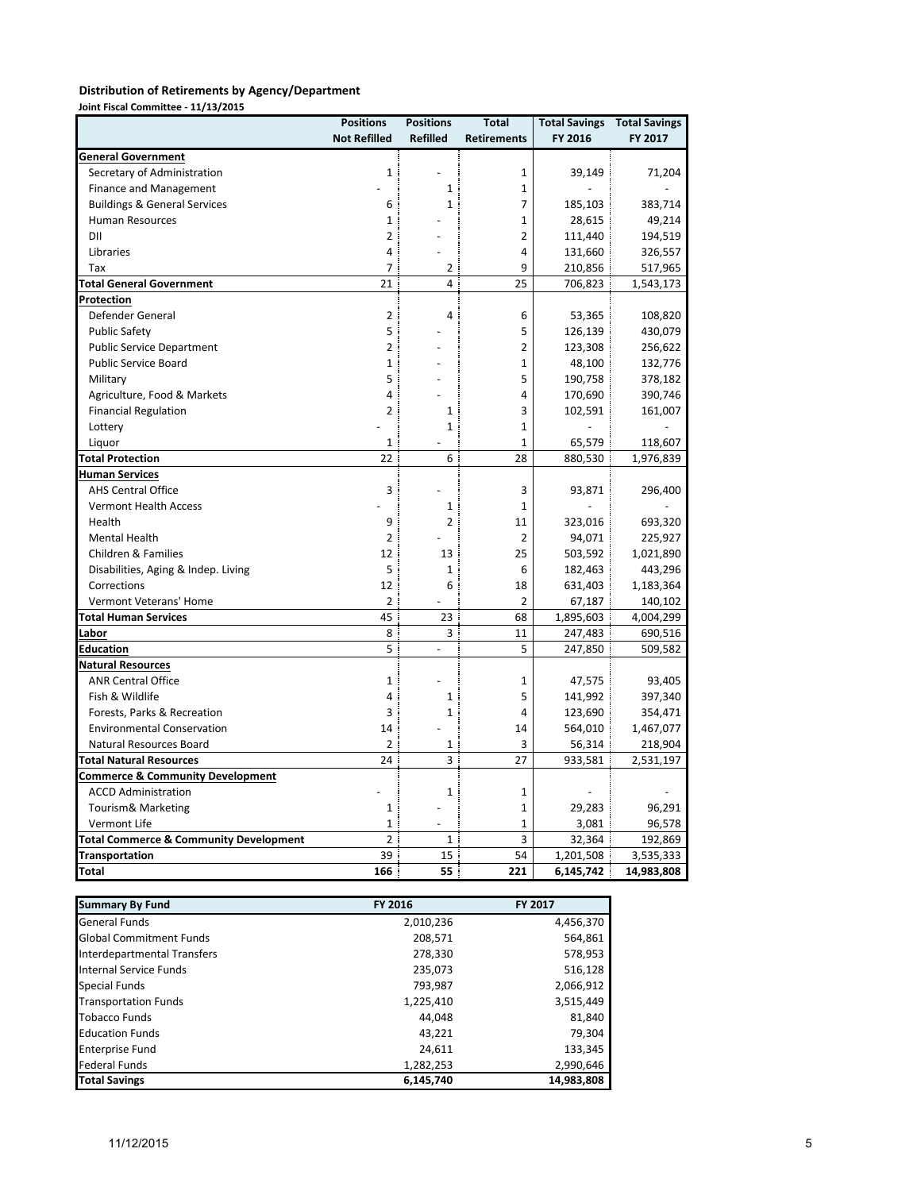**Distribution of Retirements by Agency/Department**

**Joint Fiscal Committee - 11/13/2015**

| | Positions Not Refilled | Positions Refilled | Total Retirements | Total Savings FY 2016 | Total Savings FY 2017 |
|---|---|---|---|---|---|
| **General Government** | | | | | |
| Secretary of Administration | 1 | - | 1 | 39,149 | 71,204 |
| Finance and Management | - | 1 | 1 | - | - |
| Buildings & General Services | 6 | 1 | 7 | 185,103 | 383,714 |
| Human Resources | 1 | - | 1 | 28,615 | 49,214 |
| DII | 2 | - | 2 | 111,440 | 194,519 |
| Libraries | 4 | - | 4 | 131,660 | 326,557 |
| Tax | 7 | 2 | 9 | 210,856 | 517,965 |
| **Total General Government** | 21 | 4 | 25 | 706,823 | 1,543,173 |
| **Protection** | | | | | |
| Defender General | 2 | 4 | 6 | 53,365 | 108,820 |
| Public Safety | 5 | - | 5 | 126,139 | 430,079 |
| Public Service Department | 2 | - | 2 | 123,308 | 256,622 |
| Public Service Board | 1 | - | 1 | 48,100 | 132,776 |
| Military | 5 | - | 5 | 190,758 | 378,182 |
| Agriculture, Food & Markets | 4 | - | 4 | 170,690 | 390,746 |
| Financial Regulation | 2 | 1 | 3 | 102,591 | 161,007 |
| Lottery | - | 1 | 1 | - | - |
| Liquor | 1 | - | 1 | 65,579 | 118,607 |
| **Total Protection** | 22 | 6 | 28 | 880,530 | 1,976,839 |
| **Human Services** | | | | | |
| AHS Central Office | 3 | - | 3 | 93,871 | 296,400 |
| Vermont Health Access | - | 1 | 1 | - | - |
| Health | 9 | 2 | 11 | 323,016 | 693,320 |
| Mental Health | 2 | - | 2 | 94,071 | 225,927 |
| Children & Families | 12 | 13 | 25 | 503,592 | 1,021,890 |
| Disabilities, Aging & Indep. Living | 5 | 1 | 6 | 182,463 | 443,296 |
| Corrections | 12 | 6 | 18 | 631,403 | 1,183,364 |
| Vermont Veterans' Home | 2 | - | 2 | 67,187 | 140,102 |
| **Total Human Services** | 45 | 23 | 68 | 1,895,603 | 4,004,299 |
| **Labor** | 8 | 3 | 11 | 247,483 | 690,516 |
| **Education** | 5 | - | 5 | 247,850 | 509,582 |
| **Natural Resources** | | | | | |
| ANR Central Office | 1 | - | 1 | 47,575 | 93,405 |
| Fish & Wildlife | 4 | 1 | 5 | 141,992 | 397,340 |
| Forests, Parks & Recreation | 3 | 1 | 4 | 123,690 | 354,471 |
| Environmental Conservation | 14 | - | 14 | 564,010 | 1,467,077 |
| Natural Resources Board | 2 | 1 | 3 | 56,314 | 218,904 |
| **Total Natural Resources** | 24 | 3 | 27 | 933,581 | 2,531,197 |
| **Commerce & Community Development** | | | | | |
| ACCD Administration | - | 1 | 1 | - | - |
| Tourism& Marketing | 1 | - | 1 | 29,283 | 96,291 |
| Vermont Life | 1 | - | 1 | 3,081 | 96,578 |
| **Total Commerce & Community Development** | 2 | 1 | 3 | 32,364 | 192,869 |
| **Transportation** | 39 | 15 | 54 | 1,201,508 | 3,535,333 |
| **Total** | **166** | **55** | **221** | **6,145,742** | **14,983,808** |

| Summary By Fund | FY 2016 | FY 2017 |
|---|---|---|
| General Funds | 2,010,236 | 4,456,370 |
| Global Commitment Funds | 208,571 | 564,861 |
| Interdepartmental Transfers | 278,330 | 578,953 |
| Internal Service Funds | 235,073 | 516,128 |
| Special Funds | 793,987 | 2,066,912 |
| Transportation Funds | 1,225,410 | 3,515,449 |
| Tobacco Funds | 44,048 | 81,840 |
| Education Funds | 43,221 | 79,304 |
| Enterprise Fund | 24,611 | 133,345 |
| Federal Funds | 1,282,253 | 2,990,646 |
| **Total Savings** | **6,145,740** | **14,983,808** |

11/12/2015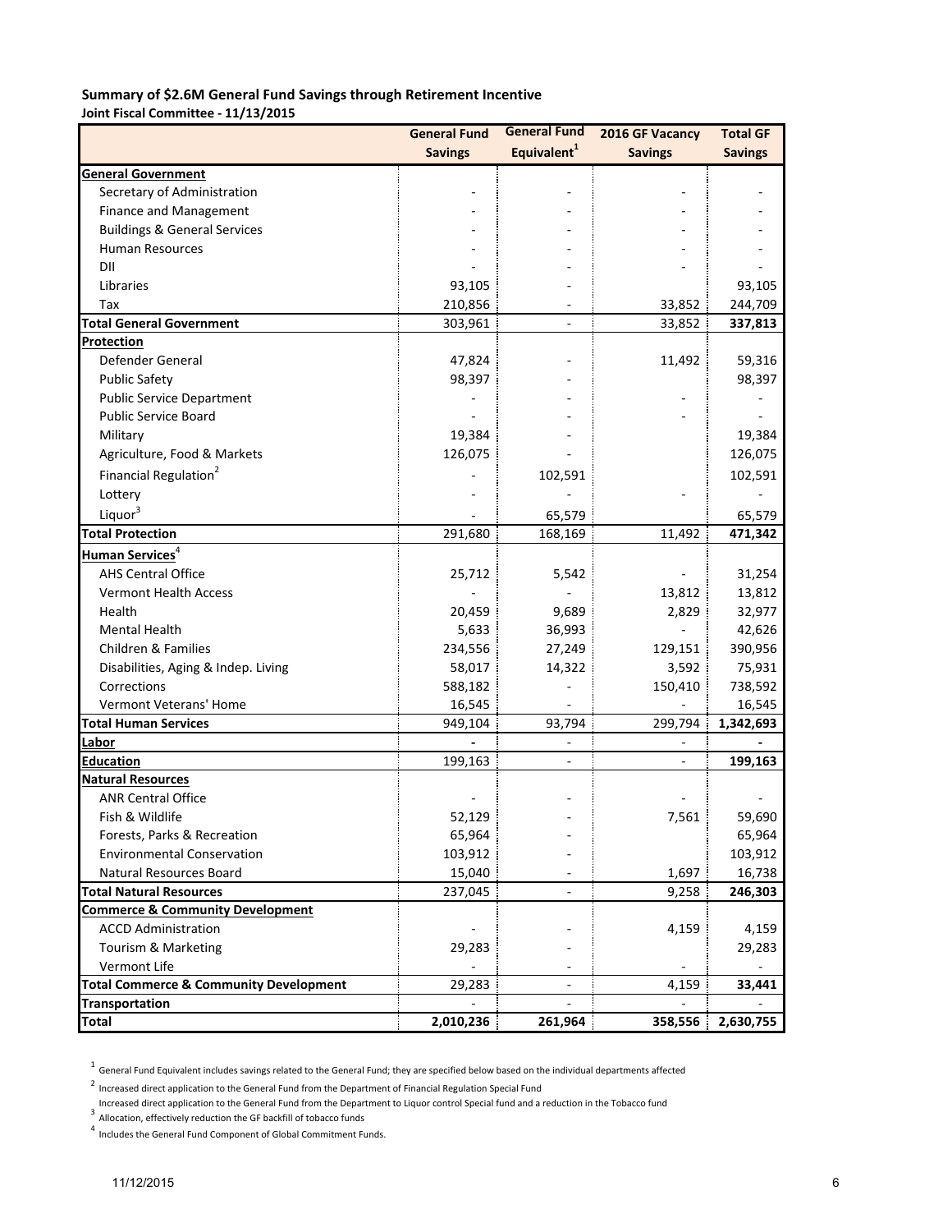**Summary of $2.6M General Fund Savings through Retirement Incentive**
**Joint Fiscal Committee - 11/13/2015**

| | General Fund Savings | General Fund Equivalent[1] | 2016 GF Vacancy Savings | Total GF Savings |
|---|---|---|---|---|
| **General Government** | | | | |
| Secretary of Administration | - | - | - | - |
| Finance and Management | - | - | - | - |
| Buildings & General Services | - | - | - | - |
| Human Resources | - | - | - | - |
| DII | - | - | - | - |
| Libraries | 93,105 | - | | 93,105 |
| Tax | 210,856 | - | 33,852 | 244,709 |
| **Total General Government** | 303,961 | - | 33,852 | **337,813** |
| **Protection** | | | | |
| Defender General | 47,824 | - | 11,492 | 59,316 |
| Public Safety | 98,397 | - | | 98,397 |
| Public Service Department | - | - | - | - |
| Public Service Board | - | - | - | - |
| Military | 19,384 | - | | 19,384 |
| Agriculture, Food & Markets | 126,075 | - | | 126,075 |
| Financial Regulation[2] | - | 102,591 | | 102,591 |
| Lottery | - | - | - | - |
| Liquor[3] | - | 65,579 | | 65,579 |
| **Total Protection** | 291,680 | 168,169 | 11,492 | **471,342** |
| **Human Services[4]** | | | | |
| AHS Central Office | 25,712 | 5,542 | - | 31,254 |
| Vermont Health Access | - | - | 13,812 | 13,812 |
| Health | 20,459 | 9,689 | 2,829 | 32,977 |
| Mental Health | 5,633 | 36,993 | - | 42,626 |
| Children & Families | 234,556 | 27,249 | 129,151 | 390,956 |
| Disabilities, Aging & Indep. Living | 58,017 | 14,322 | 3,592 | 75,931 |
| Corrections | 588,182 | - | 150,410 | 738,592 |
| Vermont Veterans' Home | 16,545 | - | - | 16,545 |
| **Total Human Services** | 949,104 | 93,794 | 299,794 | **1,342,693** |
| **Labor** | **-** | - | - | **-** |
| **Education** | 199,163 | - | - | **199,163** |
| **Natural Resources** | | | | |
| ANR Central Office | - | - | - | - |
| Fish & Wildlife | 52,129 | - | 7,561 | 59,690 |
| Forests, Parks & Recreation | 65,964 | - | | 65,964 |
| Environmental Conservation | 103,912 | - | | 103,912 |
| Natural Resources Board | 15,040 | - | 1,697 | 16,738 |
| **Total Natural Resources** | 237,045 | - | 9,258 | **246,303** |
| **Commerce & Community Development** | | | | |
| ACCD Administration | - | - | 4,159 | 4,159 |
| Tourism & Marketing | 29,283 | - | | 29,283 |
| Vermont Life | - | - | - | - |
| **Total Commerce & Community Development** | 29,283 | - | 4,159 | **33,441** |
| **Transportation** | - | - | - | - |
| **Total** | **2,010,236** | **261,964** | **358,556** | **2,630,755** |

[1] General Fund Equivalent includes savings related to the General Fund; they are specified below based on the individual departments affected

[2] Increased direct application to the General Fund from the Department of Financial Regulation Special Fund

[3] Increased direct application to the General Fund from the Department to Liquor control Special fund and a reduction in the Tobacco fund Allocation, effectively reduction the GF backfill of tobacco funds

[4] Includes the General Fund Component of Global Commitment Funds.